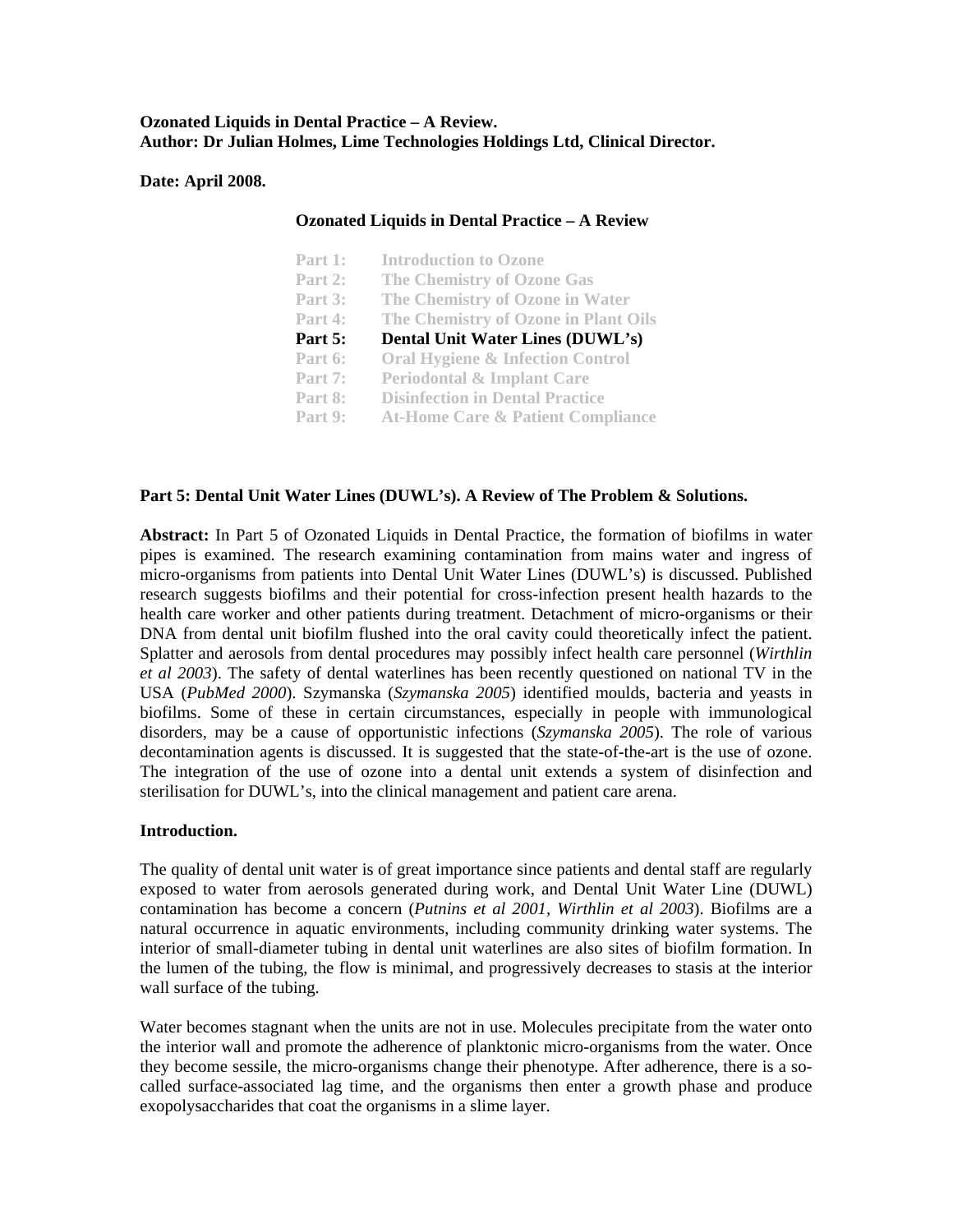**Ozonated Liquids in Dental Practice – A Review.**
**Author: Dr Julian Holmes, Lime Technologies Holdings Ltd, Clinical Director.**

**Date: April 2008.**

**Ozonated Liquids in Dental Practice – A Review**

| | |
|---|---|
| Part 1: | Introduction to Ozone |
| Part 2: | The Chemistry of Ozone Gas |
| Part 3: | The Chemistry of Ozone in Water |
| Part 4: | The Chemistry of Ozone in Plant Oils |
| **Part 5:** | **Dental Unit Water Lines (DUWL's)** |
| Part 6: | Oral Hygiene & Infection Control |
| Part 7: | Periodontal & Implant Care |
| Part 8: | Disinfection in Dental Practice |
| Part 9: | At-Home Care & Patient Compliance |

## Part 5: Dental Unit Water Lines (DUWL's). A Review of The Problem & Solutions.

**Abstract:** In Part 5 of Ozonated Liquids in Dental Practice, the formation of biofilms in water pipes is examined. The research examining contamination from mains water and ingress of micro-organisms from patients into Dental Unit Water Lines (DUWL's) is discussed. Published research suggests biofilms and their potential for cross-infection present health hazards to the health care worker and other patients during treatment. Detachment of micro-organisms or their DNA from dental unit biofilm flushed into the oral cavity could theoretically infect the patient. Splatter and aerosols from dental procedures may possibly infect health care personnel (*Wirthlin et al 2003*). The safety of dental waterlines has been recently questioned on national TV in the USA (*PubMed 2000*). Szymanska (*Szymanska 2005*) identified moulds, bacteria and yeasts in biofilms. Some of these in certain circumstances, especially in people with immunological disorders, may be a cause of opportunistic infections (*Szymanska 2005*). The role of various decontamination agents is discussed. It is suggested that the state-of-the-art is the use of ozone. The integration of the use of ozone into a dental unit extends a system of disinfection and sterilisation for DUWL's, into the clinical management and patient care arena.

### Introduction.

The quality of dental unit water is of great importance since patients and dental staff are regularly exposed to water from aerosols generated during work, and Dental Unit Water Line (DUWL) contamination has become a concern (*Putnins et al 2001, Wirthlin et al 2003*). Biofilms are a natural occurrence in aquatic environments, including community drinking water systems. The interior of small-diameter tubing in dental unit waterlines are also sites of biofilm formation. In the lumen of the tubing, the flow is minimal, and progressively decreases to stasis at the interior wall surface of the tubing.

Water becomes stagnant when the units are not in use. Molecules precipitate from the water onto the interior wall and promote the adherence of planktonic micro-organisms from the water. Once they become sessile, the micro-organisms change their phenotype. After adherence, there is a so-called surface-associated lag time, and the organisms then enter a growth phase and produce exopolysaccharides that coat the organisms in a slime layer.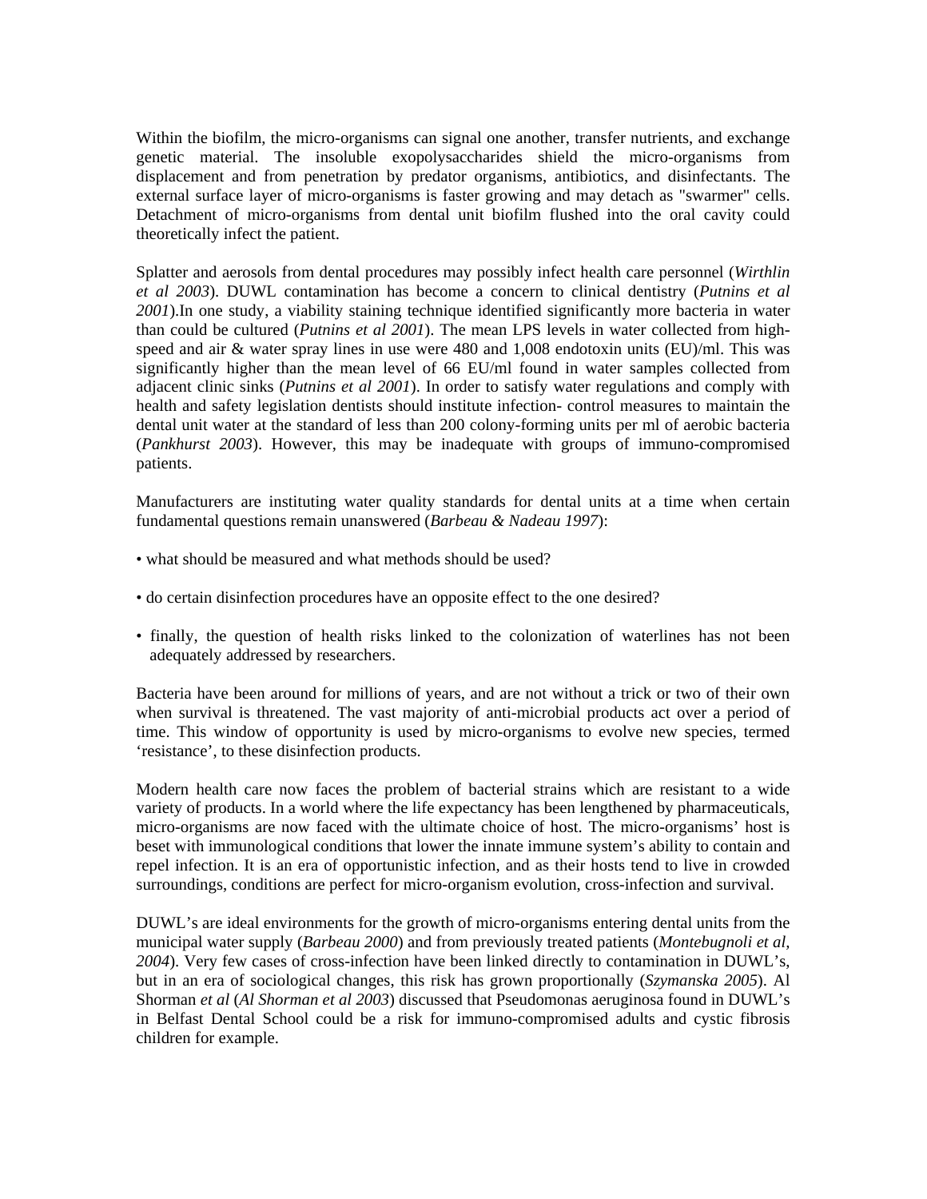Within the biofilm, the micro-organisms can signal one another, transfer nutrients, and exchange genetic material. The insoluble exopolysaccharides shield the micro-organisms from displacement and from penetration by predator organisms, antibiotics, and disinfectants. The external surface layer of micro-organisms is faster growing and may detach as "swarmer" cells. Detachment of micro-organisms from dental unit biofilm flushed into the oral cavity could theoretically infect the patient.

Splatter and aerosols from dental procedures may possibly infect health care personnel (*Wirthlin et al 2003*). DUWL contamination has become a concern to clinical dentistry (*Putnins et al 2001*).In one study, a viability staining technique identified significantly more bacteria in water than could be cultured (*Putnins et al 2001*). The mean LPS levels in water collected from high-speed and air & water spray lines in use were 480 and 1,008 endotoxin units (EU)/ml. This was significantly higher than the mean level of 66 EU/ml found in water samples collected from adjacent clinic sinks (*Putnins et al 2001*). In order to satisfy water regulations and comply with health and safety legislation dentists should institute infection- control measures to maintain the dental unit water at the standard of less than 200 colony-forming units per ml of aerobic bacteria (*Pankhurst 2003*). However, this may be inadequate with groups of immuno-compromised patients.

Manufacturers are instituting water quality standards for dental units at a time when certain fundamental questions remain unanswered (*Barbeau & Nadeau 1997*):

- what should be measured and what methods should be used?
- do certain disinfection procedures have an opposite effect to the one desired?
- finally, the question of health risks linked to the colonization of waterlines has not been adequately addressed by researchers.

Bacteria have been around for millions of years, and are not without a trick or two of their own when survival is threatened. The vast majority of anti-microbial products act over a period of time. This window of opportunity is used by micro-organisms to evolve new species, termed 'resistance', to these disinfection products.

Modern health care now faces the problem of bacterial strains which are resistant to a wide variety of products. In a world where the life expectancy has been lengthened by pharmaceuticals, micro-organisms are now faced with the ultimate choice of host. The micro-organisms' host is beset with immunological conditions that lower the innate immune system's ability to contain and repel infection. It is an era of opportunistic infection, and as their hosts tend to live in crowded surroundings, conditions are perfect for micro-organism evolution, cross-infection and survival.

DUWL's are ideal environments for the growth of micro-organisms entering dental units from the municipal water supply (*Barbeau 2000*) and from previously treated patients (*Montebugnoli et al, 2004*). Very few cases of cross-infection have been linked directly to contamination in DUWL's, but in an era of sociological changes, this risk has grown proportionally (*Szymanska 2005*). Al Shorman *et al* (*Al Shorman et al 2003*) discussed that Pseudomonas aeruginosa found in DUWL's in Belfast Dental School could be a risk for immuno-compromised adults and cystic fibrosis children for example.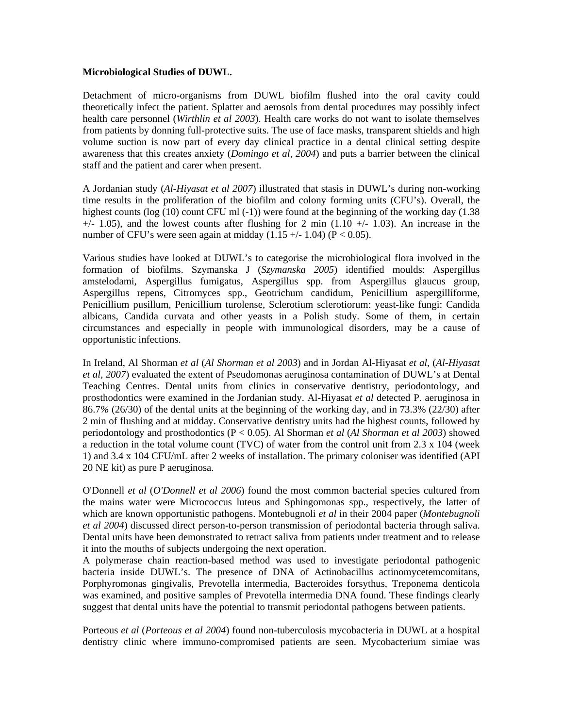**Microbiological Studies of DUWL.**

Detachment of micro-organisms from DUWL biofilm flushed into the oral cavity could theoretically infect the patient. Splatter and aerosols from dental procedures may possibly infect health care personnel (*Wirthlin et al 2003*). Health care works do not want to isolate themselves from patients by donning full-protective suits. The use of face masks, transparent shields and high volume suction is now part of every day clinical practice in a dental clinical setting despite awareness that this creates anxiety (*Domingo et al, 2004*) and puts a barrier between the clinical staff and the patient and carer when present.

A Jordanian study (*Al-Hiyasat et al 2007*) illustrated that stasis in DUWL's during non-working time results in the proliferation of the biofilm and colony forming units (CFU's). Overall, the highest counts (log (10) count CFU ml (-1)) were found at the beginning of the working day (1.38 +/- 1.05), and the lowest counts after flushing for 2 min (1.10 +/- 1.03). An increase in the number of CFU's were seen again at midday (1.15 +/- 1.04) ($P < 0.05$).

Various studies have looked at DUWL's to categorise the microbiological flora involved in the formation of biofilms. Szymanska J (*Szymanska 2005*) identified moulds: Aspergillus amstelodami, Aspergillus fumigatus, Aspergillus spp. from Aspergillus glaucus group, Aspergillus repens, Citromyces spp., Geotrichum candidum, Penicillium aspergilliforme, Penicillium pusillum, Penicillium turolense, Sclerotium sclerotiorum: yeast-like fungi: Candida albicans, Candida curvata and other yeasts in a Polish study. Some of them, in certain circumstances and especially in people with immunological disorders, may be a cause of opportunistic infections.

In Ireland, Al Shorman *et al* (*Al Shorman et al 2003*) and in Jordan Al-Hiyasat *et al*, (*Al-Hiyasat et al, 2007*) evaluated the extent of Pseudomonas aeruginosa contamination of DUWL's at Dental Teaching Centres. Dental units from clinics in conservative dentistry, periodontology, and prosthodontics were examined in the Jordanian study. Al-Hiyasat *et al* detected P. aeruginosa in 86.7% (26/30) of the dental units at the beginning of the working day, and in 73.3% (22/30) after 2 min of flushing and at midday. Conservative dentistry units had the highest counts, followed by periodontology and prosthodontics ($P < 0.05$). Al Shorman *et al* (*Al Shorman et al 2003*) showed a reduction in the total volume count (TVC) of water from the control unit from 2.3 x 104 (week 1) and 3.4 x 104 CFU/mL after 2 weeks of installation. The primary coloniser was identified (API 20 NE kit) as pure P aeruginosa.

O'Donnell *et al* (*O'Donnell et al 2006*) found the most common bacterial species cultured from the mains water were Micrococcus luteus and Sphingomonas spp., respectively, the latter of which are known opportunistic pathogens. Montebugnoli *et al* in their 2004 paper (*Montebugnoli et al 2004*) discussed direct person-to-person transmission of periodontal bacteria through saliva. Dental units have been demonstrated to retract saliva from patients under treatment and to release it into the mouths of subjects undergoing the next operation.
A polymerase chain reaction-based method was used to investigate periodontal pathogenic bacteria inside DUWL's. The presence of DNA of Actinobacillus actinomycetemcomitans, Porphyromonas gingivalis, Prevotella intermedia, Bacteroides forsythus, Treponema denticola was examined, and positive samples of Prevotella intermedia DNA found. These findings clearly suggest that dental units have the potential to transmit periodontal pathogens between patients.

Porteous *et al* (*Porteous et al 2004*) found non-tuberculosis mycobacteria in DUWL at a hospital dentistry clinic where immuno-compromised patients are seen. Mycobacterium simiae was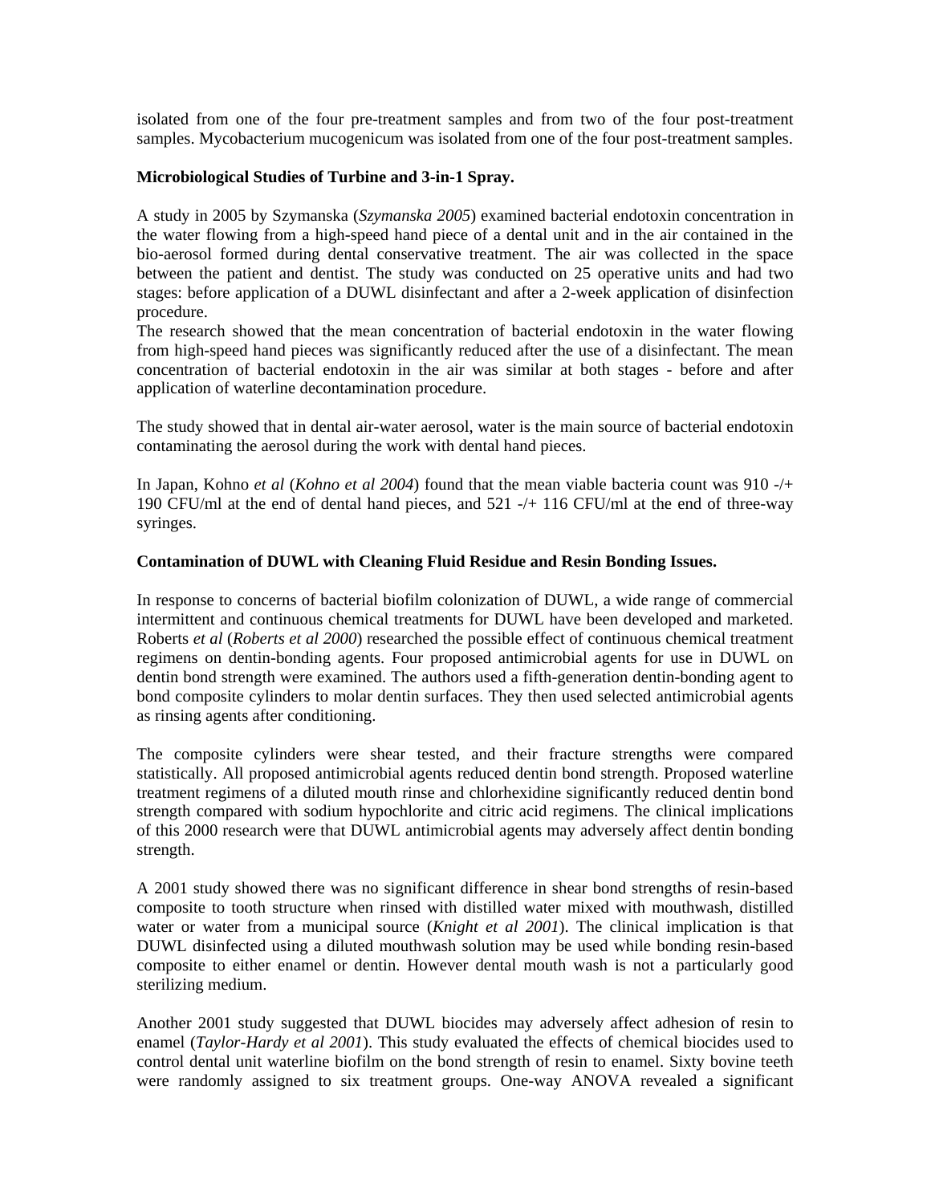isolated from one of the four pre-treatment samples and from two of the four post-treatment samples. Mycobacterium mucogenicum was isolated from one of the four post-treatment samples.

**Microbiological Studies of Turbine and 3-in-1 Spray.**

A study in 2005 by Szymanska (*Szymanska 2005*) examined bacterial endotoxin concentration in the water flowing from a high-speed hand piece of a dental unit and in the air contained in the bio-aerosol formed during dental conservative treatment. The air was collected in the space between the patient and dentist. The study was conducted on 25 operative units and had two stages: before application of a DUWL disinfectant and after a 2-week application of disinfection procedure.
The research showed that the mean concentration of bacterial endotoxin in the water flowing from high-speed hand pieces was significantly reduced after the use of a disinfectant. The mean concentration of bacterial endotoxin in the air was similar at both stages - before and after application of waterline decontamination procedure.

The study showed that in dental air-water aerosol, water is the main source of bacterial endotoxin contaminating the aerosol during the work with dental hand pieces.

In Japan, Kohno *et al* (*Kohno et al 2004*) found that the mean viable bacteria count was 910 -/+ 190 CFU/ml at the end of dental hand pieces, and 521 -/+ 116 CFU/ml at the end of three-way syringes.

**Contamination of DUWL with Cleaning Fluid Residue and Resin Bonding Issues.**

In response to concerns of bacterial biofilm colonization of DUWL, a wide range of commercial intermittent and continuous chemical treatments for DUWL have been developed and marketed. Roberts *et al* (*Roberts et al 2000*) researched the possible effect of continuous chemical treatment regimens on dentin-bonding agents. Four proposed antimicrobial agents for use in DUWL on dentin bond strength were examined. The authors used a fifth-generation dentin-bonding agent to bond composite cylinders to molar dentin surfaces. They then used selected antimicrobial agents as rinsing agents after conditioning.

The composite cylinders were shear tested, and their fracture strengths were compared statistically. All proposed antimicrobial agents reduced dentin bond strength. Proposed waterline treatment regimens of a diluted mouth rinse and chlorhexidine significantly reduced dentin bond strength compared with sodium hypochlorite and citric acid regimens. The clinical implications of this 2000 research were that DUWL antimicrobial agents may adversely affect dentin bonding strength.

A 2001 study showed there was no significant difference in shear bond strengths of resin-based composite to tooth structure when rinsed with distilled water mixed with mouthwash, distilled water or water from a municipal source (*Knight et al 2001*). The clinical implication is that DUWL disinfected using a diluted mouthwash solution may be used while bonding resin-based composite to either enamel or dentin. However dental mouth wash is not a particularly good sterilizing medium.

Another 2001 study suggested that DUWL biocides may adversely affect adhesion of resin to enamel (*Taylor-Hardy et al 2001*). This study evaluated the effects of chemical biocides used to control dental unit waterline biofilm on the bond strength of resin to enamel. Sixty bovine teeth were randomly assigned to six treatment groups. One-way ANOVA revealed a significant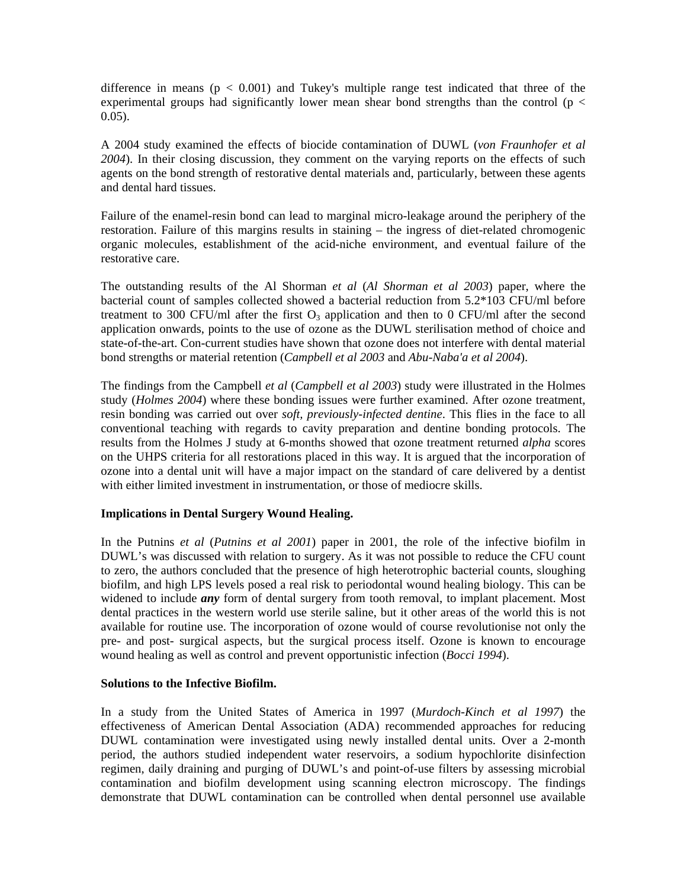difference in means ($p < 0.001$) and Tukey's multiple range test indicated that three of the experimental groups had significantly lower mean shear bond strengths than the control ($p < 0.05$).

A 2004 study examined the effects of biocide contamination of DUWL (*von Fraunhofer et al 2004*). In their closing discussion, they comment on the varying reports on the effects of such agents on the bond strength of restorative dental materials and, particularly, between these agents and dental hard tissues.

Failure of the enamel-resin bond can lead to marginal micro-leakage around the periphery of the restoration. Failure of this margins results in staining – the ingress of diet-related chromogenic organic molecules, establishment of the acid-niche environment, and eventual failure of the restorative care.

The outstanding results of the Al Shorman *et al* (*Al Shorman et al 2003*) paper, where the bacterial count of samples collected showed a bacterial reduction from 5.2*103 CFU/ml before treatment to 300 CFU/ml after the first $O_3$ application and then to 0 CFU/ml after the second application onwards, points to the use of ozone as the DUWL sterilisation method of choice and state-of-the-art. Con-current studies have shown that ozone does not interfere with dental material bond strengths or material retention (*Campbell et al 2003* and *Abu-Naba'a et al 2004*).

The findings from the Campbell *et al* (*Campbell et al 2003*) study were illustrated in the Holmes study (*Holmes 2004*) where these bonding issues were further examined. After ozone treatment, resin bonding was carried out over *soft, previously-infected dentine*. This flies in the face to all conventional teaching with regards to cavity preparation and dentine bonding protocols. The results from the Holmes J study at 6-months showed that ozone treatment returned *alpha* scores on the UHPS criteria for all restorations placed in this way. It is argued that the incorporation of ozone into a dental unit will have a major impact on the standard of care delivered by a dentist with either limited investment in instrumentation, or those of mediocre skills.

**Implications in Dental Surgery Wound Healing.**

In the Putnins *et al* (*Putnins et al 2001*) paper in 2001, the role of the infective biofilm in DUWL's was discussed with relation to surgery. As it was not possible to reduce the CFU count to zero, the authors concluded that the presence of high heterotrophic bacterial counts, sloughing biofilm, and high LPS levels posed a real risk to periodontal wound healing biology. This can be widened to include ***any*** form of dental surgery from tooth removal, to implant placement. Most dental practices in the western world use sterile saline, but it other areas of the world this is not available for routine use. The incorporation of ozone would of course revolutionise not only the pre- and post- surgical aspects, but the surgical process itself. Ozone is known to encourage wound healing as well as control and prevent opportunistic infection (*Bocci 1994*).

**Solutions to the Infective Biofilm.**

In a study from the United States of America in 1997 (*Murdoch-Kinch et al 1997*) the effectiveness of American Dental Association (ADA) recommended approaches for reducing DUWL contamination were investigated using newly installed dental units. Over a 2-month period, the authors studied independent water reservoirs, a sodium hypochlorite disinfection regimen, daily draining and purging of DUWL's and point-of-use filters by assessing microbial contamination and biofilm development using scanning electron microscopy. The findings demonstrate that DUWL contamination can be controlled when dental personnel use available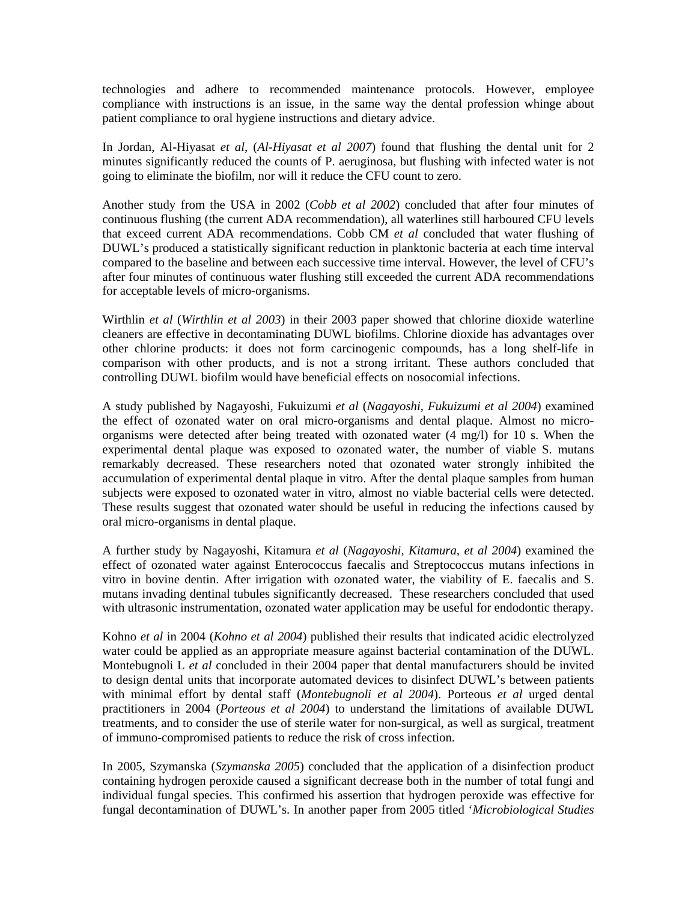technologies and adhere to recommended maintenance protocols. However, employee compliance with instructions is an issue, in the same way the dental profession whinge about patient compliance to oral hygiene instructions and dietary advice.

In Jordan, Al-Hiyasat *et al*, (*Al-Hiyasat et al 2007*) found that flushing the dental unit for 2 minutes significantly reduced the counts of P. aeruginosa, but flushing with infected water is not going to eliminate the biofilm, nor will it reduce the CFU count to zero.

Another study from the USA in 2002 (*Cobb et al 2002*) concluded that after four minutes of continuous flushing (the current ADA recommendation), all waterlines still harboured CFU levels that exceed current ADA recommendations. Cobb CM *et al* concluded that water flushing of DUWL's produced a statistically significant reduction in planktonic bacteria at each time interval compared to the baseline and between each successive time interval. However, the level of CFU's after four minutes of continuous water flushing still exceeded the current ADA recommendations for acceptable levels of micro-organisms.

Wirthlin *et al* (*Wirthlin et al 2003*) in their 2003 paper showed that chlorine dioxide waterline cleaners are effective in decontaminating DUWL biofilms. Chlorine dioxide has advantages over other chlorine products: it does not form carcinogenic compounds, has a long shelf-life in comparison with other products, and is not a strong irritant. These authors concluded that controlling DUWL biofilm would have beneficial effects on nosocomial infections.

A study published by Nagayoshi, Fukuizumi *et al* (*Nagayoshi, Fukuizumi et al 2004*) examined the effect of ozonated water on oral micro-organisms and dental plaque. Almost no micro-organisms were detected after being treated with ozonated water (4 mg/l) for 10 s. When the experimental dental plaque was exposed to ozonated water, the number of viable S. mutans remarkably decreased. These researchers noted that ozonated water strongly inhibited the accumulation of experimental dental plaque in vitro. After the dental plaque samples from human subjects were exposed to ozonated water in vitro, almost no viable bacterial cells were detected. These results suggest that ozonated water should be useful in reducing the infections caused by oral micro-organisms in dental plaque.

A further study by Nagayoshi, Kitamura *et al* (*Nagayoshi, Kitamura, et al 2004*) examined the effect of ozonated water against Enterococcus faecalis and Streptococcus mutans infections in vitro in bovine dentin. After irrigation with ozonated water, the viability of E. faecalis and S. mutans invading dentinal tubules significantly decreased. These researchers concluded that used with ultrasonic instrumentation, ozonated water application may be useful for endodontic therapy.

Kohno *et al* in 2004 (*Kohno et al 2004*) published their results that indicated acidic electrolyzed water could be applied as an appropriate measure against bacterial contamination of the DUWL. Montebugnoli L *et al* concluded in their 2004 paper that dental manufacturers should be invited to design dental units that incorporate automated devices to disinfect DUWL's between patients with minimal effort by dental staff (*Montebugnoli et al 2004*). Porteous *et al* urged dental practitioners in 2004 (*Porteous et al 2004*) to understand the limitations of available DUWL treatments, and to consider the use of sterile water for non-surgical, as well as surgical, treatment of immuno-compromised patients to reduce the risk of cross infection.

In 2005, Szymanska (*Szymanska 2005*) concluded that the application of a disinfection product containing hydrogen peroxide caused a significant decrease both in the number of total fungi and individual fungal species. This confirmed his assertion that hydrogen peroxide was effective for fungal decontamination of DUWL's. In another paper from 2005 titled '*Microbiological Studies*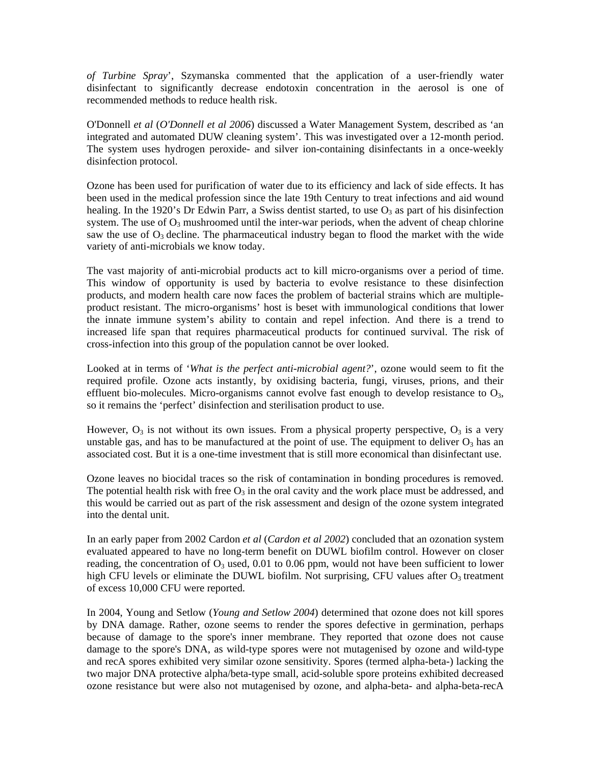*of Turbine Spray*', Szymanska commented that the application of a user-friendly water disinfectant to significantly decrease endotoxin concentration in the aerosol is one of recommended methods to reduce health risk.

O'Donnell *et al* (*O'Donnell et al 2006*) discussed a Water Management System, described as 'an integrated and automated DUW cleaning system'. This was investigated over a 12-month period. The system uses hydrogen peroxide- and silver ion-containing disinfectants in a once-weekly disinfection protocol.

Ozone has been used for purification of water due to its efficiency and lack of side effects. It has been used in the medical profession since the late 19th Century to treat infections and aid wound healing. In the 1920's Dr Edwin Parr, a Swiss dentist started, to use $O_3$ as part of his disinfection system. The use of $O_3$ mushroomed until the inter-war periods, when the advent of cheap chlorine saw the use of $O_3$ decline. The pharmaceutical industry began to flood the market with the wide variety of anti-microbials we know today.

The vast majority of anti-microbial products act to kill micro-organisms over a period of time. This window of opportunity is used by bacteria to evolve resistance to these disinfection products, and modern health care now faces the problem of bacterial strains which are multiple-product resistant. The micro-organisms' host is beset with immunological conditions that lower the innate immune system's ability to contain and repel infection. And there is a trend to increased life span that requires pharmaceutical products for continued survival. The risk of cross-infection into this group of the population cannot be over looked.

Looked at in terms of '*What is the perfect anti-microbial agent?*', ozone would seem to fit the required profile. Ozone acts instantly, by oxidising bacteria, fungi, viruses, prions, and their effluent bio-molecules. Micro-organisms cannot evolve fast enough to develop resistance to $O_3$, so it remains the 'perfect' disinfection and sterilisation product to use.

However, $O_3$ is not without its own issues. From a physical property perspective, $O_3$ is a very unstable gas, and has to be manufactured at the point of use. The equipment to deliver $O_3$ has an associated cost. But it is a one-time investment that is still more economical than disinfectant use.

Ozone leaves no biocidal traces so the risk of contamination in bonding procedures is removed. The potential health risk with free $O_3$ in the oral cavity and the work place must be addressed, and this would be carried out as part of the risk assessment and design of the ozone system integrated into the dental unit.

In an early paper from 2002 Cardon *et al* (*Cardon et al 2002*) concluded that an ozonation system evaluated appeared to have no long-term benefit on DUWL biofilm control. However on closer reading, the concentration of $O_3$ used, 0.01 to 0.06 ppm, would not have been sufficient to lower high CFU levels or eliminate the DUWL biofilm. Not surprising, CFU values after $O_3$ treatment of excess 10,000 CFU were reported.

In 2004, Young and Setlow (*Young and Setlow 2004*) determined that ozone does not kill spores by DNA damage. Rather, ozone seems to render the spores defective in germination, perhaps because of damage to the spore's inner membrane. They reported that ozone does not cause damage to the spore's DNA, as wild-type spores were not mutagenised by ozone and wild-type and recA spores exhibited very similar ozone sensitivity. Spores (termed alpha-beta-) lacking the two major DNA protective alpha/beta-type small, acid-soluble spore proteins exhibited decreased ozone resistance but were also not mutagenised by ozone, and alpha-beta- and alpha-beta-recA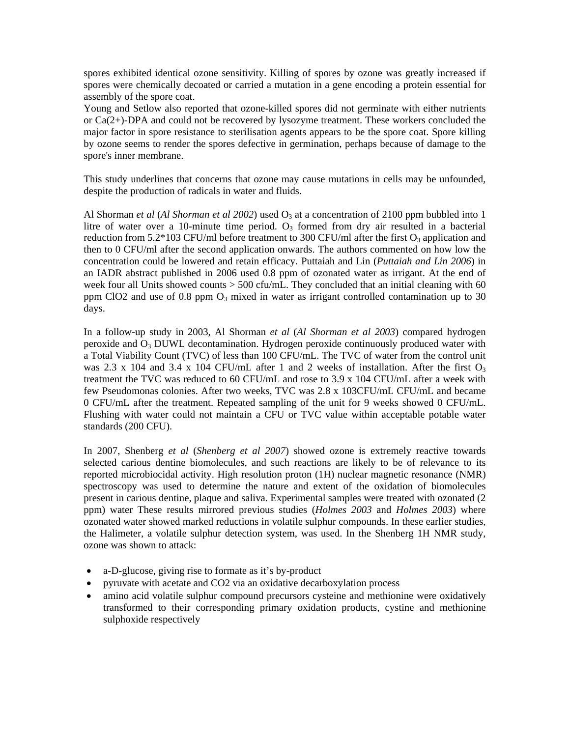spores exhibited identical ozone sensitivity. Killing of spores by ozone was greatly increased if spores were chemically decoated or carried a mutation in a gene encoding a protein essential for assembly of the spore coat.
Young and Setlow also reported that ozone-killed spores did not germinate with either nutrients or Ca(2+)-DPA and could not be recovered by lysozyme treatment. These workers concluded the major factor in spore resistance to sterilisation agents appears to be the spore coat. Spore killing by ozone seems to render the spores defective in germination, perhaps because of damage to the spore's inner membrane.

This study underlines that concerns that ozone may cause mutations in cells may be unfounded, despite the production of radicals in water and fluids.

Al Shorman *et al* (*Al Shorman et al 2002*) used $O_3$ at a concentration of 2100 ppm bubbled into 1 litre of water over a 10-minute time period. $O_3$ formed from dry air resulted in a bacterial reduction from 5.2*103 CFU/ml before treatment to 300 CFU/ml after the first $O_3$ application and then to 0 CFU/ml after the second application onwards. The authors commented on how low the concentration could be lowered and retain efficacy. Puttaiah and Lin (*Puttaiah and Lin 2006*) in an IADR abstract published in 2006 used 0.8 ppm of ozonated water as irrigant. At the end of week four all Units showed counts > 500 cfu/mL. They concluded that an initial cleaning with 60 ppm ClO2 and use of 0.8 ppm $O_3$ mixed in water as irrigant controlled contamination up to 30 days.

In a follow-up study in 2003, Al Shorman *et al* (*Al Shorman et al 2003*) compared hydrogen peroxide and $O_3$ DUWL decontamination. Hydrogen peroxide continuously produced water with a Total Viability Count (TVC) of less than 100 CFU/mL. The TVC of water from the control unit was 2.3 x 104 and 3.4 x 104 CFU/mL after 1 and 2 weeks of installation. After the first $O_3$ treatment the TVC was reduced to 60 CFU/mL and rose to 3.9 x 104 CFU/mL after a week with few Pseudomonas colonies. After two weeks, TVC was 2.8 x 103CFU/mL CFU/mL and became 0 CFU/mL after the treatment. Repeated sampling of the unit for 9 weeks showed 0 CFU/mL. Flushing with water could not maintain a CFU or TVC value within acceptable potable water standards (200 CFU).

In 2007, Shenberg *et al* (*Shenberg et al 2007*) showed ozone is extremely reactive towards selected carious dentine biomolecules, and such reactions are likely to be of relevance to its reported microbiocidal activity. High resolution proton (1H) nuclear magnetic resonance (NMR) spectroscopy was used to determine the nature and extent of the oxidation of biomolecules present in carious dentine, plaque and saliva. Experimental samples were treated with ozonated (2 ppm) water These results mirrored previous studies (*Holmes 2003* and *Holmes 2003*) where ozonated water showed marked reductions in volatile sulphur compounds. In these earlier studies, the Halimeter, a volatile sulphur detection system, was used. In the Shenberg 1H NMR study, ozone was shown to attack:

- a-D-glucose, giving rise to formate as it's by-product
- pyruvate with acetate and CO2 via an oxidative decarboxylation process
- amino acid volatile sulphur compound precursors cysteine and methionine were oxidatively transformed to their corresponding primary oxidation products, cystine and methionine sulphoxide respectively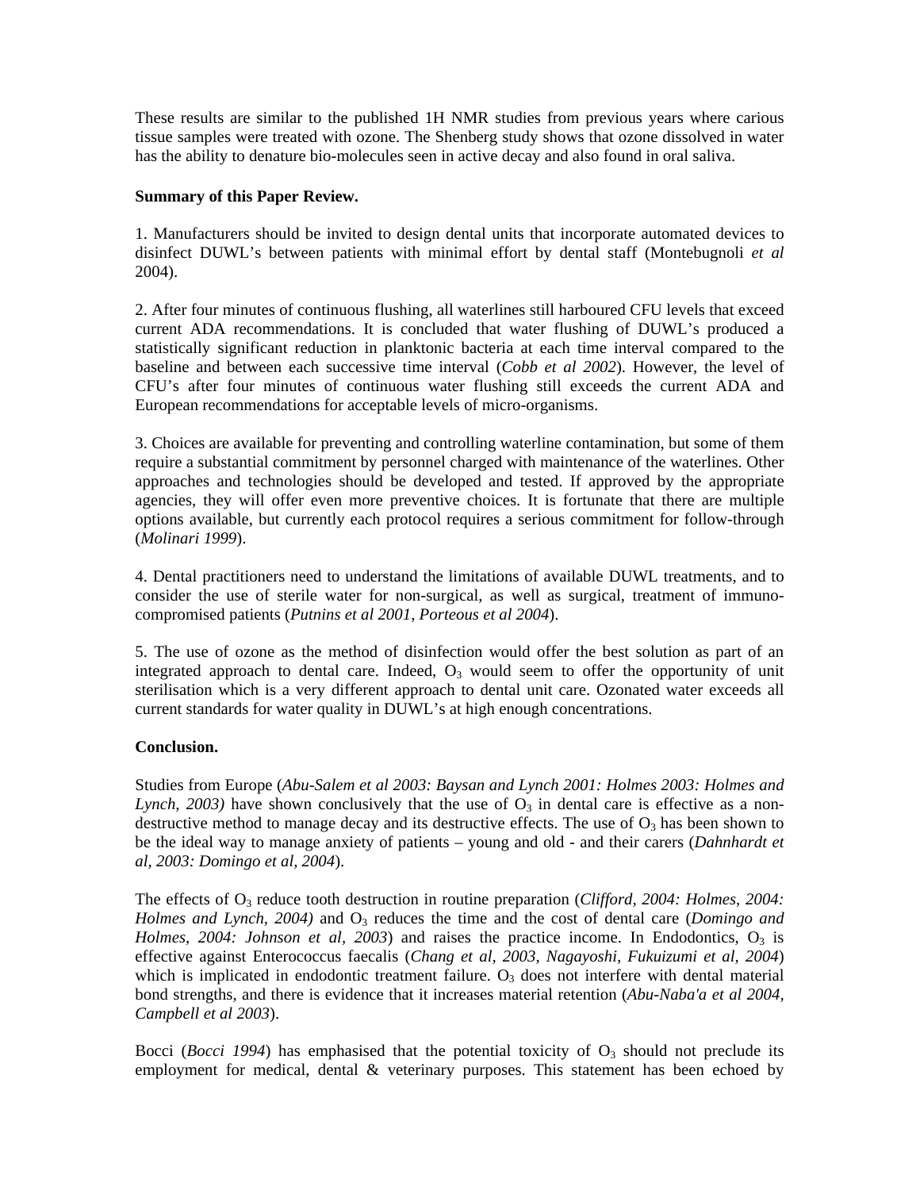These results are similar to the published 1H NMR studies from previous years where carious tissue samples were treated with ozone. The Shenberg study shows that ozone dissolved in water has the ability to denature bio-molecules seen in active decay and also found in oral saliva.

**Summary of this Paper Review.**

1. Manufacturers should be invited to design dental units that incorporate automated devices to disinfect DUWL's between patients with minimal effort by dental staff (Montebugnoli *et al* 2004).

2. After four minutes of continuous flushing, all waterlines still harboured CFU levels that exceed current ADA recommendations. It is concluded that water flushing of DUWL's produced a statistically significant reduction in planktonic bacteria at each time interval compared to the baseline and between each successive time interval (*Cobb et al 2002*). However, the level of CFU's after four minutes of continuous water flushing still exceeds the current ADA and European recommendations for acceptable levels of micro-organisms.

3. Choices are available for preventing and controlling waterline contamination, but some of them require a substantial commitment by personnel charged with maintenance of the waterlines. Other approaches and technologies should be developed and tested. If approved by the appropriate agencies, they will offer even more preventive choices. It is fortunate that there are multiple options available, but currently each protocol requires a serious commitment for follow-through (*Molinari 1999*).

4. Dental practitioners need to understand the limitations of available DUWL treatments, and to consider the use of sterile water for non-surgical, as well as surgical, treatment of immuno-compromised patients (*Putnins et al 2001, Porteous et al 2004*).

5. The use of ozone as the method of disinfection would offer the best solution as part of an integrated approach to dental care. Indeed, $O_3$ would seem to offer the opportunity of unit sterilisation which is a very different approach to dental unit care. Ozonated water exceeds all current standards for water quality in DUWL's at high enough concentrations.

**Conclusion.**

Studies from Europe (*Abu-Salem et al 2003: Baysan and Lynch 2001: Holmes 2003: Holmes and Lynch, 2003)* have shown conclusively that the use of $O_3$ in dental care is effective as a non-destructive method to manage decay and its destructive effects. The use of $O_3$ has been shown to be the ideal way to manage anxiety of patients – young and old - and their carers (*Dahnhardt et al, 2003: Domingo et al, 2004*).

The effects of $O_3$ reduce tooth destruction in routine preparation (*Clifford, 2004: Holmes, 2004: Holmes and Lynch, 2004)* and $O_3$ reduces the time and the cost of dental care (*Domingo and Holmes, 2004: Johnson et al, 2003*) and raises the practice income. In Endodontics, $O_3$ is effective against Enterococcus faecalis (*Chang et al, 2003, Nagayoshi, Fukuizumi et al, 2004*) which is implicated in endodontic treatment failure. $O_3$ does not interfere with dental material bond strengths, and there is evidence that it increases material retention (*Abu-Naba'a et al 2004, Campbell et al 2003*).

Bocci (*Bocci 1994*) has emphasised that the potential toxicity of $O_3$ should not preclude its employment for medical, dental & veterinary purposes. This statement has been echoed by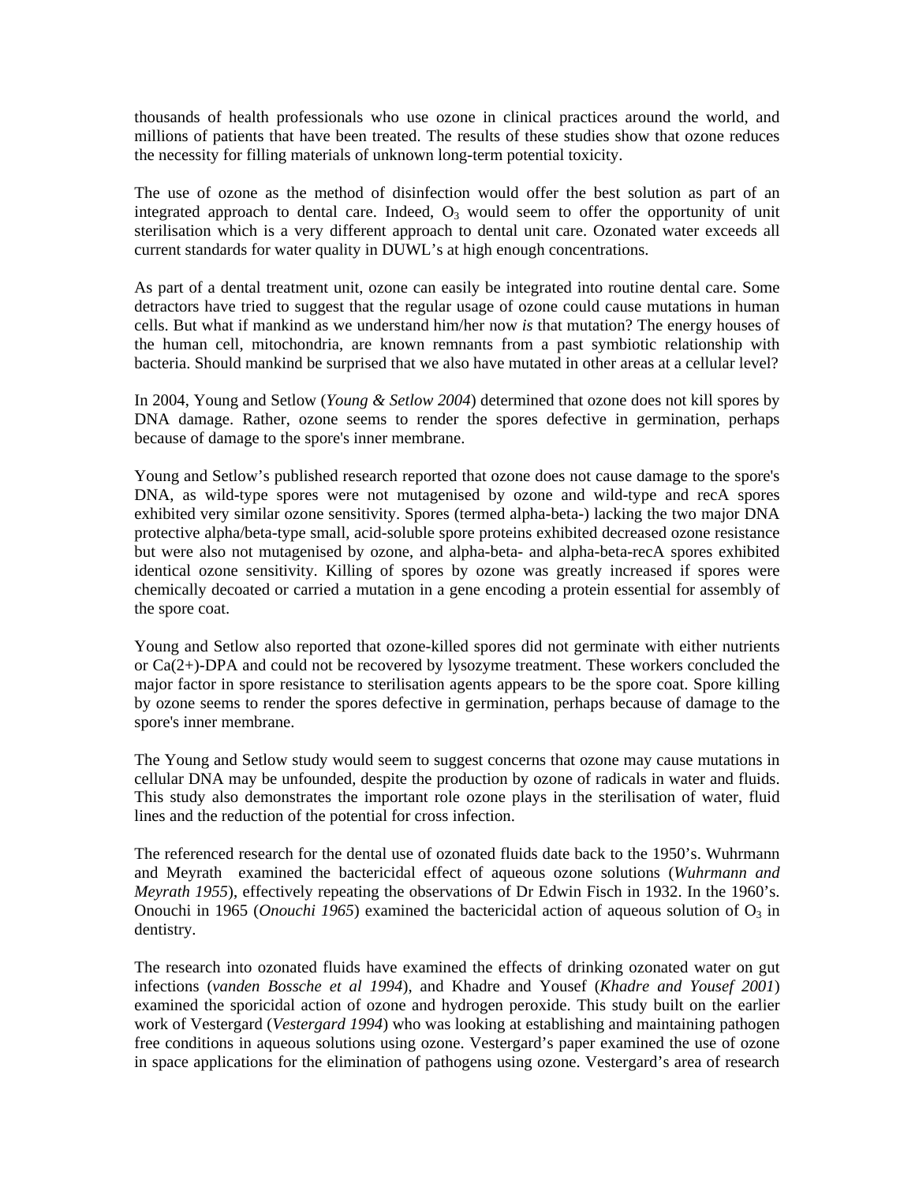thousands of health professionals who use ozone in clinical practices around the world, and millions of patients that have been treated. The results of these studies show that ozone reduces the necessity for filling materials of unknown long-term potential toxicity.

The use of ozone as the method of disinfection would offer the best solution as part of an integrated approach to dental care. Indeed, $O_3$ would seem to offer the opportunity of unit sterilisation which is a very different approach to dental unit care. Ozonated water exceeds all current standards for water quality in DUWL's at high enough concentrations.

As part of a dental treatment unit, ozone can easily be integrated into routine dental care. Some detractors have tried to suggest that the regular usage of ozone could cause mutations in human cells. But what if mankind as we understand him/her now *is* that mutation? The energy houses of the human cell, mitochondria, are known remnants from a past symbiotic relationship with bacteria. Should mankind be surprised that we also have mutated in other areas at a cellular level?

In 2004, Young and Setlow (*Young & Setlow 2004*) determined that ozone does not kill spores by DNA damage. Rather, ozone seems to render the spores defective in germination, perhaps because of damage to the spore's inner membrane.

Young and Setlow's published research reported that ozone does not cause damage to the spore's DNA, as wild-type spores were not mutagenised by ozone and wild-type and recA spores exhibited very similar ozone sensitivity. Spores (termed alpha-beta-) lacking the two major DNA protective alpha/beta-type small, acid-soluble spore proteins exhibited decreased ozone resistance but were also not mutagenised by ozone, and alpha-beta- and alpha-beta-recA spores exhibited identical ozone sensitivity. Killing of spores by ozone was greatly increased if spores were chemically decoated or carried a mutation in a gene encoding a protein essential for assembly of the spore coat.

Young and Setlow also reported that ozone-killed spores did not germinate with either nutrients or Ca(2+)-DPA and could not be recovered by lysozyme treatment. These workers concluded the major factor in spore resistance to sterilisation agents appears to be the spore coat. Spore killing by ozone seems to render the spores defective in germination, perhaps because of damage to the spore's inner membrane.

The Young and Setlow study would seem to suggest concerns that ozone may cause mutations in cellular DNA may be unfounded, despite the production by ozone of radicals in water and fluids. This study also demonstrates the important role ozone plays in the sterilisation of water, fluid lines and the reduction of the potential for cross infection.

The referenced research for the dental use of ozonated fluids date back to the 1950's. Wuhrmann and Meyrath examined the bactericidal effect of aqueous ozone solutions (*Wuhrmann and Meyrath 1955*), effectively repeating the observations of Dr Edwin Fisch in 1932. In the 1960's. Onouchi in 1965 (*Onouchi 1965*) examined the bactericidal action of aqueous solution of $O_3$ in dentistry.

The research into ozonated fluids have examined the effects of drinking ozonated water on gut infections (*vanden Bossche et al 1994*), and Khadre and Yousef (*Khadre and Yousef 2001*) examined the sporicidal action of ozone and hydrogen peroxide. This study built on the earlier work of Vestergard (*Vestergard 1994*) who was looking at establishing and maintaining pathogen free conditions in aqueous solutions using ozone. Vestergard's paper examined the use of ozone in space applications for the elimination of pathogens using ozone. Vestergard's area of research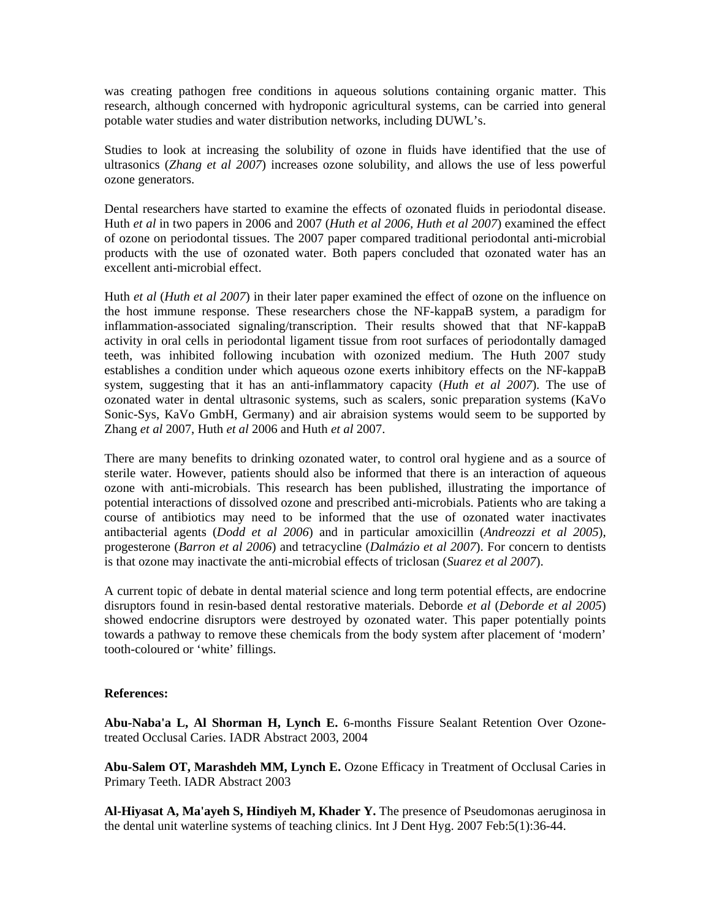was creating pathogen free conditions in aqueous solutions containing organic matter. This research, although concerned with hydroponic agricultural systems, can be carried into general potable water studies and water distribution networks, including DUWL's.

Studies to look at increasing the solubility of ozone in fluids have identified that the use of ultrasonics (*Zhang et al 2007*) increases ozone solubility, and allows the use of less powerful ozone generators.

Dental researchers have started to examine the effects of ozonated fluids in periodontal disease. Huth *et al* in two papers in 2006 and 2007 (*Huth et al 2006, Huth et al 2007*) examined the effect of ozone on periodontal tissues. The 2007 paper compared traditional periodontal anti-microbial products with the use of ozonated water. Both papers concluded that ozonated water has an excellent anti-microbial effect.

Huth *et al* (*Huth et al 2007*) in their later paper examined the effect of ozone on the influence on the host immune response. These researchers chose the NF-kappaB system, a paradigm for inflammation-associated signaling/transcription. Their results showed that that NF-kappaB activity in oral cells in periodontal ligament tissue from root surfaces of periodontally damaged teeth, was inhibited following incubation with ozonized medium. The Huth 2007 study establishes a condition under which aqueous ozone exerts inhibitory effects on the NF-kappaB system, suggesting that it has an anti-inflammatory capacity (*Huth et al 2007*). The use of ozonated water in dental ultrasonic systems, such as scalers, sonic preparation systems (KaVo Sonic-Sys, KaVo GmbH, Germany) and air abraision systems would seem to be supported by Zhang *et al* 2007, Huth *et al* 2006 and Huth *et al* 2007.

There are many benefits to drinking ozonated water, to control oral hygiene and as a source of sterile water. However, patients should also be informed that there is an interaction of aqueous ozone with anti-microbials. This research has been published, illustrating the importance of potential interactions of dissolved ozone and prescribed anti-microbials. Patients who are taking a course of antibiotics may need to be informed that the use of ozonated water inactivates antibacterial agents (*Dodd et al 2006*) and in particular amoxicillin (*Andreozzi et al 2005*), progesterone (*Barron et al 2006*) and tetracycline (*Dalmázio et al 2007*). For concern to dentists is that ozone may inactivate the anti-microbial effects of triclosan (*Suarez et al 2007*).

A current topic of debate in dental material science and long term potential effects, are endocrine disruptors found in resin-based dental restorative materials. Deborde *et al* (*Deborde et al 2005*) showed endocrine disruptors were destroyed by ozonated water. This paper potentially points towards a pathway to remove these chemicals from the body system after placement of 'modern' tooth-coloured or 'white' fillings.

**References:**

**Abu-Naba'a L, Al Shorman H, Lynch E.** 6-months Fissure Sealant Retention Over Ozone-treated Occlusal Caries. IADR Abstract 2003, 2004

**Abu-Salem OT, Marashdeh MM, Lynch E.** Ozone Efficacy in Treatment of Occlusal Caries in Primary Teeth. IADR Abstract 2003

**Al-Hiyasat A, Ma'ayeh S, Hindiyeh M, Khader Y.** The presence of Pseudomonas aeruginosa in the dental unit waterline systems of teaching clinics. Int J Dent Hyg. 2007 Feb:5(1):36-44.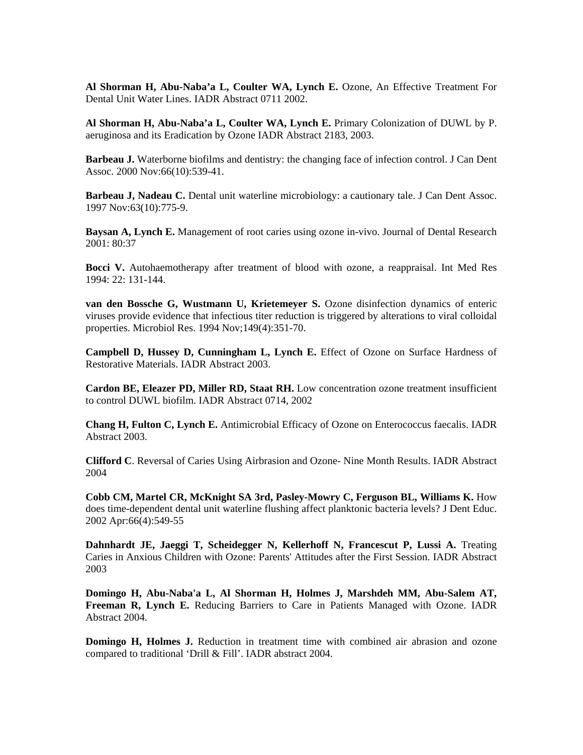**Al Shorman H, Abu-Naba'a L, Coulter WA, Lynch E.** Ozone, An Effective Treatment For Dental Unit Water Lines. IADR Abstract 0711 2002.

**Al Shorman H, Abu-Naba'a L, Coulter WA, Lynch E.** Primary Colonization of DUWL by P. aeruginosa and its Eradication by Ozone IADR Abstract 2183, 2003.

**Barbeau J.** Waterborne biofilms and dentistry: the changing face of infection control. J Can Dent Assoc. 2000 Nov:66(10):539-41.

**Barbeau J, Nadeau C.** Dental unit waterline microbiology: a cautionary tale. J Can Dent Assoc. 1997 Nov:63(10):775-9.

**Baysan A, Lynch E.** Management of root caries using ozone in-vivo. Journal of Dental Research 2001: 80:37

**Bocci V.** Autohaemotherapy after treatment of blood with ozone, a reappraisal. Int Med Res 1994: 22: 131-144.

**van den Bossche G, Wustmann U, Krietemeyer S.** Ozone disinfection dynamics of enteric viruses provide evidence that infectious titer reduction is triggered by alterations to viral colloidal properties. Microbiol Res. 1994 Nov;149(4):351-70.

**Campbell D, Hussey D, Cunningham L, Lynch E.** Effect of Ozone on Surface Hardness of Restorative Materials. IADR Abstract 2003.

**Cardon BE, Eleazer PD, Miller RD, Staat RH.** Low concentration ozone treatment insufficient to control DUWL biofilm. IADR Abstract 0714, 2002

**Chang H, Fulton C, Lynch E.** Antimicrobial Efficacy of Ozone on Enterococcus faecalis. IADR Abstract 2003.

**Clifford C**. Reversal of Caries Using Airbrasion and Ozone- Nine Month Results. IADR Abstract 2004

**Cobb CM, Martel CR, McKnight SA 3rd, Pasley-Mowry C, Ferguson BL, Williams K.** How does time-dependent dental unit waterline flushing affect planktonic bacteria levels? J Dent Educ. 2002 Apr:66(4):549-55

**Dahnhardt JE, Jaeggi T, Scheidegger N, Kellerhoff N, Francescut P, Lussi A.** Treating Caries in Anxious Children with Ozone: Parents' Attitudes after the First Session. IADR Abstract 2003

**Domingo H, Abu-Naba'a L, Al Shorman H, Holmes J, Marshdeh MM, Abu-Salem AT, Freeman R, Lynch E.** Reducing Barriers to Care in Patients Managed with Ozone. IADR Abstract 2004.

**Domingo H, Holmes J.** Reduction in treatment time with combined air abrasion and ozone compared to traditional 'Drill & Fill'. IADR abstract 2004.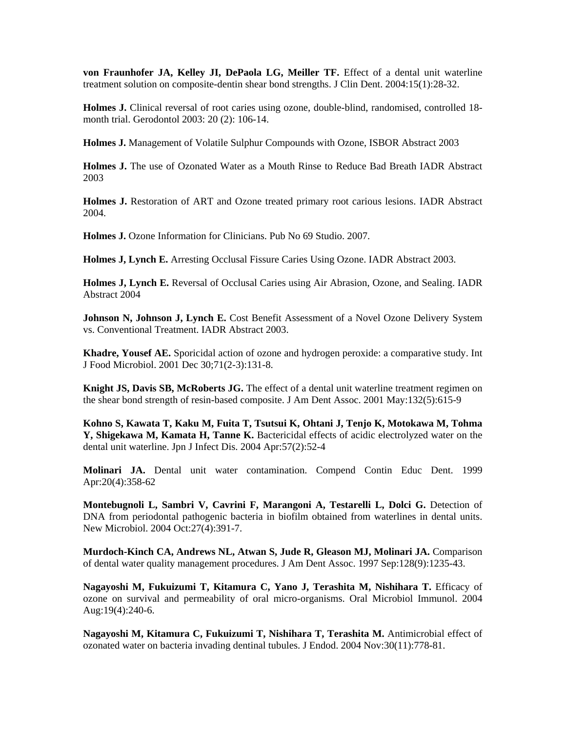**von Fraunhofer JA, Kelley JI, DePaola LG, Meiller TF.** Effect of a dental unit waterline treatment solution on composite-dentin shear bond strengths. J Clin Dent. 2004:15(1):28-32.

**Holmes J.** Clinical reversal of root caries using ozone, double-blind, randomised, controlled 18-month trial. Gerodontol 2003: 20 (2): 106-14.

**Holmes J.** Management of Volatile Sulphur Compounds with Ozone, ISBOR Abstract 2003

**Holmes J.** The use of Ozonated Water as a Mouth Rinse to Reduce Bad Breath IADR Abstract 2003

**Holmes J.** Restoration of ART and Ozone treated primary root carious lesions. IADR Abstract 2004.

**Holmes J.** Ozone Information for Clinicians. Pub No 69 Studio. 2007.

**Holmes J, Lynch E.** Arresting Occlusal Fissure Caries Using Ozone. IADR Abstract 2003.

**Holmes J, Lynch E.** Reversal of Occlusal Caries using Air Abrasion, Ozone, and Sealing. IADR Abstract 2004

**Johnson N, Johnson J, Lynch E.** Cost Benefit Assessment of a Novel Ozone Delivery System vs. Conventional Treatment. IADR Abstract 2003.

**Khadre, Yousef AE.** Sporicidal action of ozone and hydrogen peroxide: a comparative study. Int J Food Microbiol. 2001 Dec 30;71(2-3):131-8.

**Knight JS, Davis SB, McRoberts JG.** The effect of a dental unit waterline treatment regimen on the shear bond strength of resin-based composite. J Am Dent Assoc. 2001 May:132(5):615-9

**Kohno S, Kawata T, Kaku M, Fuita T, Tsutsui K, Ohtani J, Tenjo K, Motokawa M, Tohma Y, Shigekawa M, Kamata H, Tanne K.** Bactericidal effects of acidic electrolyzed water on the dental unit waterline. Jpn J Infect Dis. 2004 Apr:57(2):52-4

**Molinari JA.** Dental unit water contamination. Compend Contin Educ Dent. 1999 Apr:20(4):358-62

**Montebugnoli L, Sambri V, Cavrini F, Marangoni A, Testarelli L, Dolci G.** Detection of DNA from periodontal pathogenic bacteria in biofilm obtained from waterlines in dental units. New Microbiol. 2004 Oct:27(4):391-7.

**Murdoch-Kinch CA, Andrews NL, Atwan S, Jude R, Gleason MJ, Molinari JA.** Comparison of dental water quality management procedures. J Am Dent Assoc. 1997 Sep:128(9):1235-43.

**Nagayoshi M, Fukuizumi T, Kitamura C, Yano J, Terashita M, Nishihara T.** Efficacy of ozone on survival and permeability of oral micro-organisms. Oral Microbiol Immunol. 2004 Aug:19(4):240-6.

**Nagayoshi M, Kitamura C, Fukuizumi T, Nishihara T, Terashita M.** Antimicrobial effect of ozonated water on bacteria invading dentinal tubules. J Endod. 2004 Nov:30(11):778-81.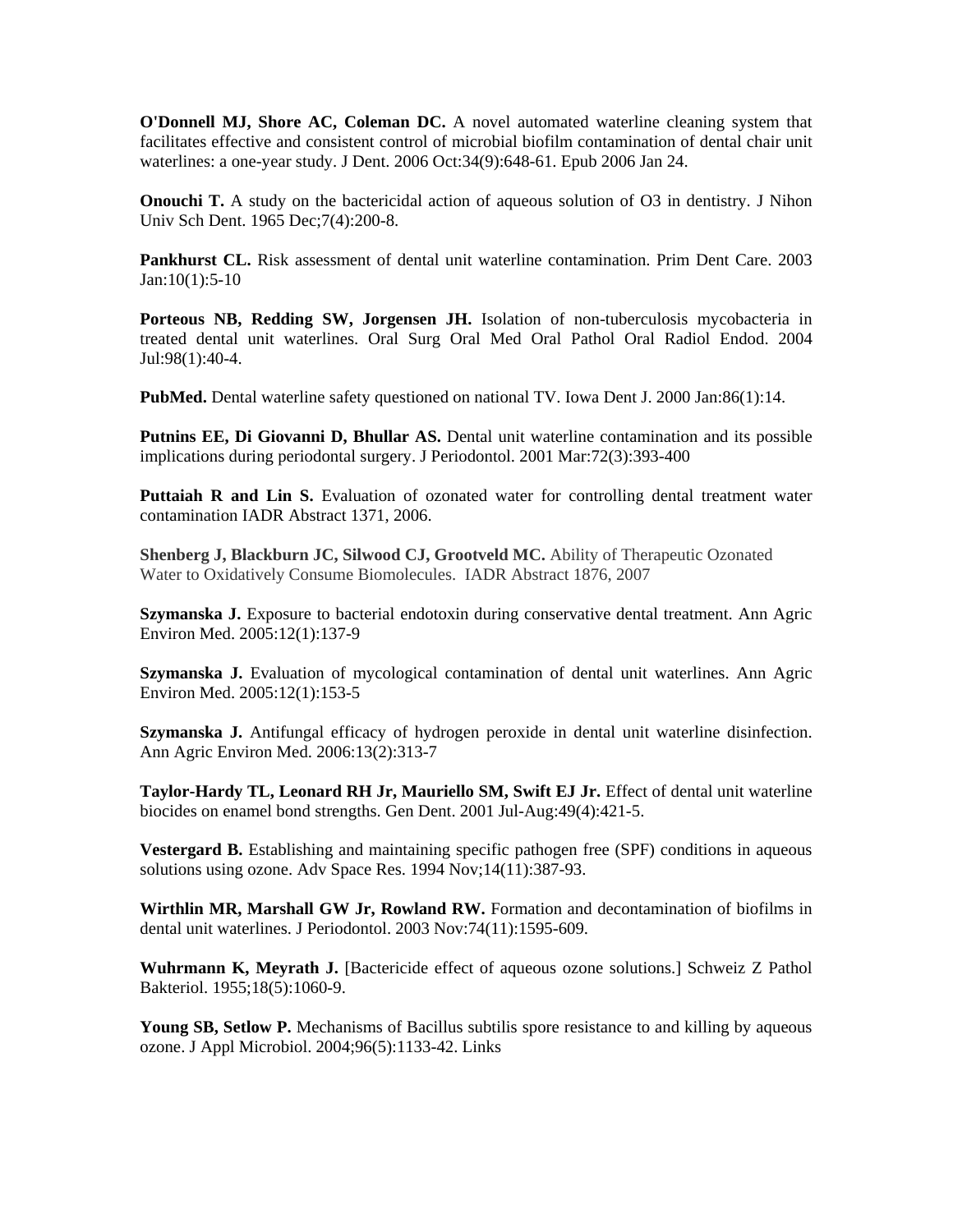**O'Donnell MJ, Shore AC, Coleman DC.** A novel automated waterline cleaning system that facilitates effective and consistent control of microbial biofilm contamination of dental chair unit waterlines: a one-year study. J Dent. 2006 Oct:34(9):648-61. Epub 2006 Jan 24.

**Onouchi T.** A study on the bactericidal action of aqueous solution of O3 in dentistry. J Nihon Univ Sch Dent. 1965 Dec;7(4):200-8.

**Pankhurst CL.** Risk assessment of dental unit waterline contamination. Prim Dent Care. 2003 Jan:10(1):5-10

**Porteous NB, Redding SW, Jorgensen JH.** Isolation of non-tuberculosis mycobacteria in treated dental unit waterlines. Oral Surg Oral Med Oral Pathol Oral Radiol Endod. 2004 Jul:98(1):40-4.

**PubMed.** Dental waterline safety questioned on national TV. Iowa Dent J. 2000 Jan:86(1):14.

**Putnins EE, Di Giovanni D, Bhullar AS.** Dental unit waterline contamination and its possible implications during periodontal surgery. J Periodontol. 2001 Mar:72(3):393-400

**Puttaiah R and Lin S.** Evaluation of ozonated water for controlling dental treatment water contamination IADR Abstract 1371, 2006.

**Shenberg J, Blackburn JC, Silwood CJ, Grootveld MC.** Ability of Therapeutic Ozonated Water to Oxidatively Consume Biomolecules. IADR Abstract 1876, 2007

**Szymanska J.** Exposure to bacterial endotoxin during conservative dental treatment. Ann Agric Environ Med. 2005:12(1):137-9

**Szymanska J.** Evaluation of mycological contamination of dental unit waterlines. Ann Agric Environ Med. 2005:12(1):153-5

**Szymanska J.** Antifungal efficacy of hydrogen peroxide in dental unit waterline disinfection. Ann Agric Environ Med. 2006:13(2):313-7

**Taylor-Hardy TL, Leonard RH Jr, Mauriello SM, Swift EJ Jr.** Effect of dental unit waterline biocides on enamel bond strengths. Gen Dent. 2001 Jul-Aug:49(4):421-5.

**Vestergard B.** Establishing and maintaining specific pathogen free (SPF) conditions in aqueous solutions using ozone. Adv Space Res. 1994 Nov;14(11):387-93.

**Wirthlin MR, Marshall GW Jr, Rowland RW.** Formation and decontamination of biofilms in dental unit waterlines. J Periodontol. 2003 Nov:74(11):1595-609.

**Wuhrmann K, Meyrath J.** [Bactericide effect of aqueous ozone solutions.] Schweiz Z Pathol Bakteriol. 1955;18(5):1060-9.

**Young SB, Setlow P.** Mechanisms of Bacillus subtilis spore resistance to and killing by aqueous ozone. J Appl Microbiol. 2004;96(5):1133-42. Links